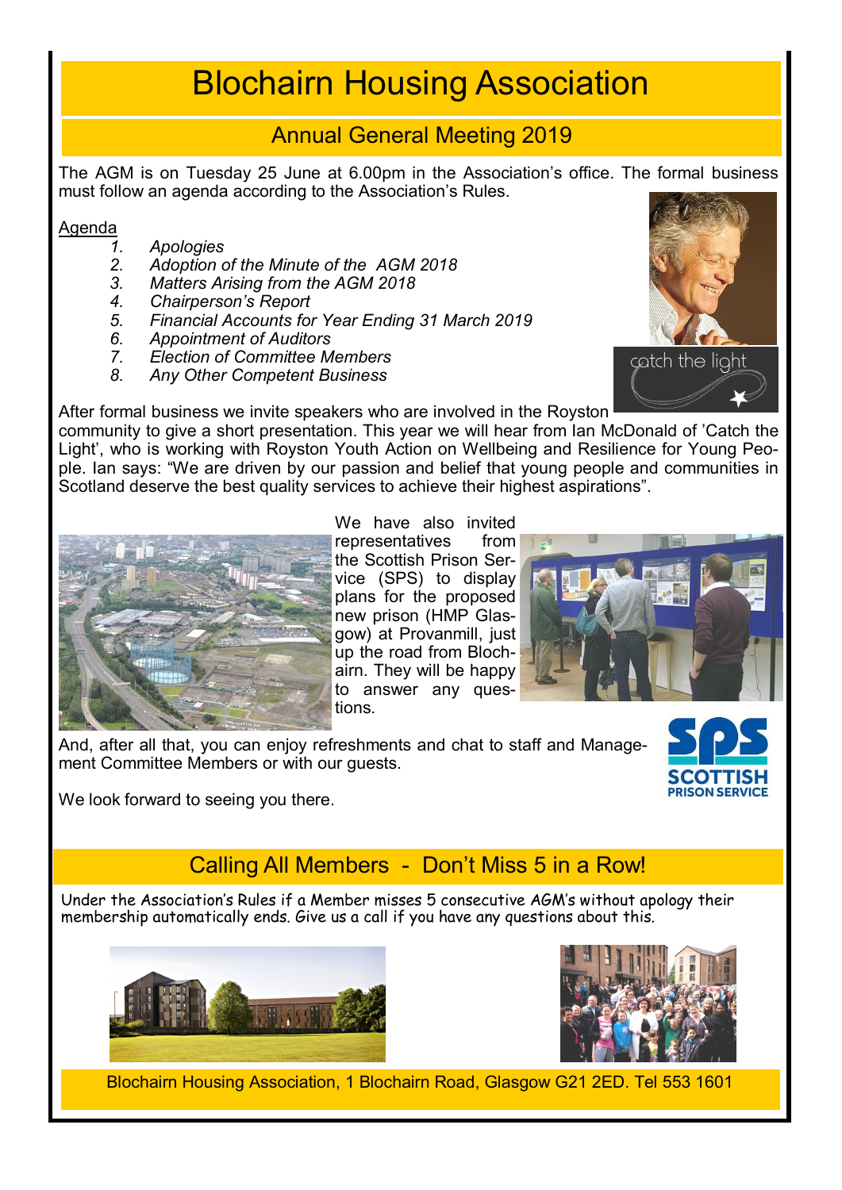# Blochairn Housing Association

## Annual General Meeting 2019

The AGM is on Tuesday 25 June at 6.00pm in the Association's office. The formal business must follow an agenda according to the Association's Rules.

Agenda

1. *Apologies*
2. *Adoption of the Minute of the AGM 2018*
3. *Matters Arising from the AGM 2018*
4. *Chairperson's Report*
5. *Financial Accounts for Year Ending 31 March 2019*
6. *Appointment of Auditors*
7. *Election of Committee Members*
8. *Any Other Competent Business*

After formal business we invite speakers who are involved in the Royston community to give a short presentation. This year we will hear from Ian McDonald of 'Catch the Light', who is working with Royston Youth Action on Wellbeing and Resilience for Young People. Ian says: "We are driven by our passion and belief that young people and communities in Scotland deserve the best quality services to achieve their highest aspirations".

We have also invited representatives from the Scottish Prison Service (SPS) to display plans for the proposed new prison (HMP Glasgow) at Provanmill, just up the road from Blochairn. They will be happy to answer any questions.

And, after all that, you can enjoy refreshments and chat to staff and Management Committee Members or with our guests.

We look forward to seeing you there.

## Calling All Members - Don't Miss 5 in a Row!

Under the Association's Rules if a Member misses 5 consecutive AGM's without apology their membership automatically ends. Give us a call if you have any questions about this.

Blochairn Housing Association, 1 Blochairn Road, Glasgow G21 2ED. Tel 553 1601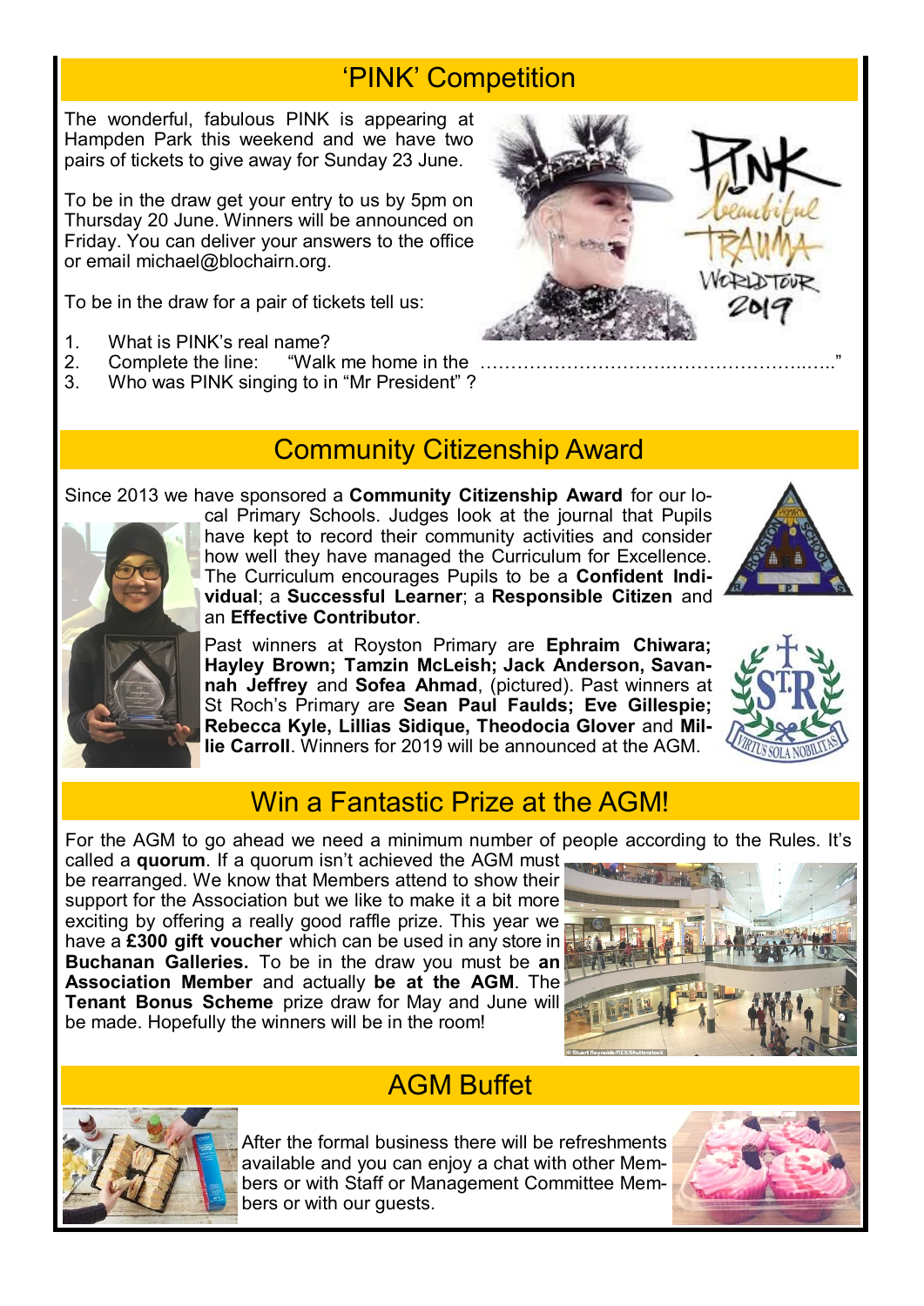## 'PINK' Competition

The wonderful, fabulous PINK is appearing at Hampden Park this weekend and we have two pairs of tickets to give away for Sunday 23 June.

To be in the draw get your entry to us by 5pm on Thursday 20 June. Winners will be announced on Friday. You can deliver your answers to the office or email michael@blochairn.org.

To be in the draw for a pair of tickets tell us:

1. What is PINK's real name?
2. Complete the line: "Walk me home in the ………………………………………………....."
3. Who was PINK singing to in "Mr President" ?

## Community Citizenship Award

Since 2013 we have sponsored a **Community Citizenship Award** for our local Primary Schools. Judges look at the journal that Pupils have kept to record their community activities and consider how well they have managed the Curriculum for Excellence. The Curriculum encourages Pupils to be a **Confident Individual**; a **Successful Learner**; a **Responsible Citizen** and an **Effective Contributor**.

Past winners at Royston Primary are **Ephraim Chiwara; Hayley Brown; Tamzin McLeish; Jack Anderson, Savannah Jeffrey** and **Sofea Ahmad**, (pictured). Past winners at St Roch's Primary are **Sean Paul Faulds; Eve Gillespie; Rebecca Kyle, Lillias Sidique, Theodocia Glover** and **Millie Carroll**. Winners for 2019 will be announced at the AGM.

## Win a Fantastic Prize at the AGM!

For the AGM to go ahead we need a minimum number of people according to the Rules. It's called a **quorum**. If a quorum isn't achieved the AGM must be rearranged. We know that Members attend to show their support for the Association but we like to make it a bit more exciting by offering a really good raffle prize. This year we have a **£300 gift voucher** which can be used in any store in **Buchanan Galleries.** To be in the draw you must be **an Association Member** and actually **be at the AGM**. The **Tenant Bonus Scheme** prize draw for May and June will be made. Hopefully the winners will be in the room!

## AGM Buffet

After the formal business there will be refreshments available and you can enjoy a chat with other Members or with Staff or Management Committee Members or with our guests.